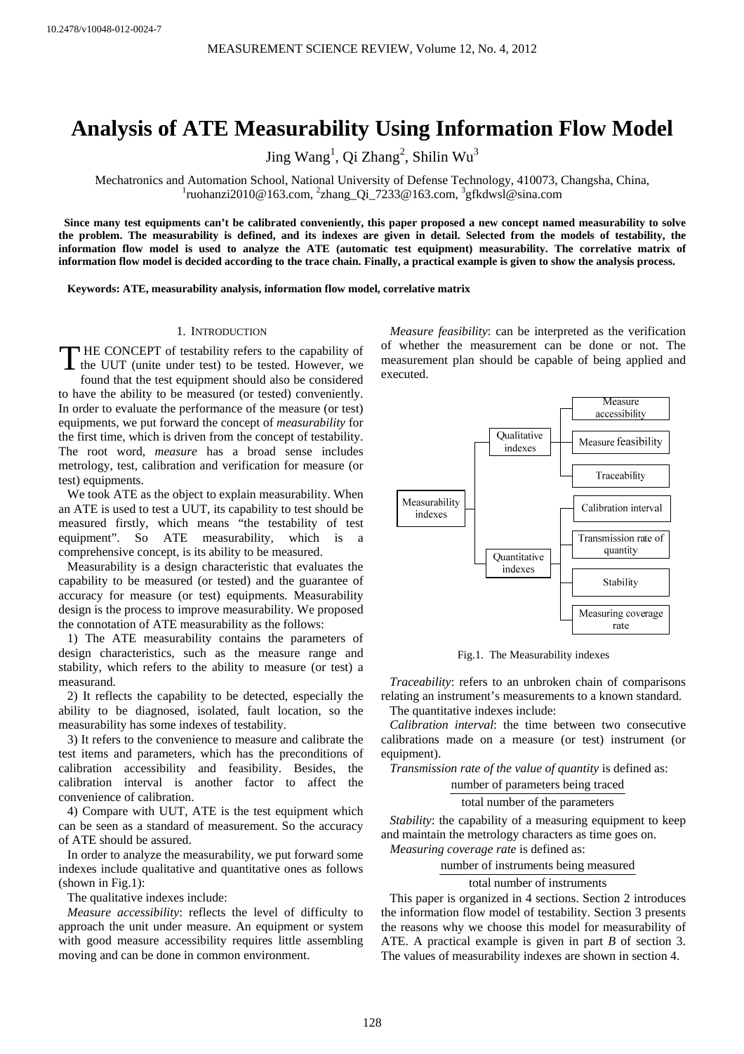10.2478/v10048-012-0024-7

# Analysis of ATE Measurability Using Information Flow Model

Jing Wang[1], Qi Zhang[2], Shilin Wu[3]

Mechatronics and Automation School, National University of Defense Technology, 410073, Changsha, China,
[1]ruohanzi2010@163.com, [2]zhang_Qi_7233@163.com, [3]gfkdwsl@sina.com

**Since many test equipments can't be calibrated conveniently, this paper proposed a new concept named measurability to solve the problem. The measurability is defined, and its indexes are given in detail. Selected from the models of testability, the information flow model is used to analyze the ATE (automatic test equipment) measurability. The correlative matrix of information flow model is decided according to the trace chain. Finally, a practical example is given to show the analysis process.**

**Keywords: ATE, measurability analysis, information flow model, correlative matrix**

## 1. INTRODUCTION

THE CONCEPT of testability refers to the capability of the UUT (unite under test) to be tested. However, we found that the test equipment should also be considered to have the ability to be measured (or tested) conveniently. In order to evaluate the performance of the measure (or test) equipments, we put forward the concept of *measurability* for the first time, which is driven from the concept of testability. The root word, *measure* has a broad sense includes metrology, test, calibration and verification for measure (or test) equipments.

We took ATE as the object to explain measurability. When an ATE is used to test a UUT, its capability to test should be measured firstly, which means "the testability of test equipment". So ATE measurability, which is a comprehensive concept, is its ability to be measured.

Measurability is a design characteristic that evaluates the capability to be measured (or tested) and the guarantee of accuracy for measure (or test) equipments. Measurability design is the process to improve measurability. We proposed the connotation of ATE measurability as the follows:

1) The ATE measurability contains the parameters of design characteristics, such as the measure range and stability, which refers to the ability to measure (or test) a measurand.

2) It reflects the capability to be detected, especially the ability to be diagnosed, isolated, fault location, so the measurability has some indexes of testability.

3) It refers to the convenience to measure and calibrate the test items and parameters, which has the preconditions of calibration accessibility and feasibility. Besides, the calibration interval is another factor to affect the convenience of calibration.

4) Compare with UUT, ATE is the test equipment which can be seen as a standard of measurement. So the accuracy of ATE should be assured.

In order to analyze the measurability, we put forward some indexes include qualitative and quantitative ones as follows (shown in Fig.1):

The qualitative indexes include:

*Measure accessibility*: reflects the level of difficulty to approach the unit under measure. An equipment or system with good measure accessibility requires little assembling moving and can be done in common environment.

*Measure feasibility*: can be interpreted as the verification of whether the measurement can be done or not. The measurement plan should be capable of being applied and executed.

Measurability indexes
Qualitative indexes
Measure accessibility
Measure feasibility
Traceability
Quantitative indexes
Calibration interval
Transmission rate of quantity
Stability
Measuring coverage rate

Fig.1. The Measurability indexes

*Traceability*: refers to an unbroken chain of comparisons relating an instrument's measurements to a known standard.

The quantitative indexes include:

*Calibration interval*: the time between two consecutive calibrations made on a measure (or test) instrument (or equipment).

*Transmission rate of the value of quantity* is defined as:

$$\frac{\text{number of parameters being traced}}{\text{total number of the parameters}}$$

*Stability*: the capability of a measuring equipment to keep and maintain the metrology characters as time goes on.

*Measuring coverage rate* is defined as:

$$\frac{\text{number of instruments being measured}}{\text{total number of instruments}}$$

This paper is organized in 4 sections. Section 2 introduces the information flow model of testability. Section 3 presents the reasons why we choose this model for measurability of ATE. A practical example is given in part *B* of section 3. The values of measurability indexes are shown in section 4.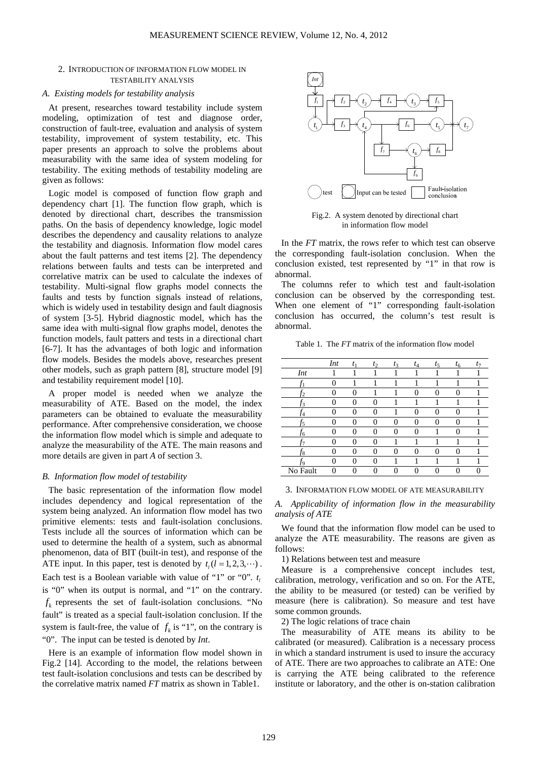## 2. INTRODUCTION OF INFORMATION FLOW MODEL IN TESTABILITY ANALYSIS

### *A. Existing models for testability analysis*

At present, researches toward testability include system modeling, optimization of test and diagnose order, construction of fault-tree, evaluation and analysis of system testability, improvement of system testability, etc. This paper presents an approach to solve the problems about measurability with the same idea of system modeling for testability. The exiting methods of testability modeling are given as follows:

Logic model is composed of function flow graph and dependency chart [1]. The function flow graph, which is denoted by directional chart, describes the transmission paths. On the basis of dependency knowledge, logic model describes the dependency and causality relations to analyze the testability and diagnosis. Information flow model cares about the fault patterns and test items [2]. The dependency relations between faults and tests can be interpreted and correlative matrix can be used to calculate the indexes of testability. Multi-signal flow graphs model connects the faults and tests by function signals instead of relations, which is widely used in testability design and fault diagnosis of system [3-5]. Hybrid diagnostic model, which has the same idea with multi-signal flow graphs model, denotes the function models, fault patters and tests in a directional chart [6-7]. It has the advantages of both logic and information flow models. Besides the models above, researches present other models, such as graph pattern [8], structure model [9] and testability requirement model [10].

A proper model is needed when we analyze the measurability of ATE. Based on the model, the index parameters can be obtained to evaluate the measurability performance. After comprehensive consideration, we choose the information flow model which is simple and adequate to analyze the measurability of the ATE. The main reasons and more details are given in part *A* of section 3.

### *B. Information flow model of testability*

The basic representation of the information flow model includes dependency and logical representation of the system being analyzed. An information flow model has two primitive elements: tests and fault-isolation conclusions. Tests include all the sources of information which can be used to determine the health of a system, such as abnormal phenomenon, data of BIT (built-in test), and response of the ATE input. In this paper, test is denoted by $t_l (l = 1, 2, 3, \cdots)$. Each test is a Boolean variable with value of "1" or "0". $t_l$ is "0" when its output is normal, and "1" on the contrary. $f_k$ represents the set of fault-isolation conclusions. "No fault" is treated as a special fault-isolation conclusion. If the system is fault-free, the value of $f_k$ is "1", on the contrary is "0". The input can be tested is denoted by *Int*.

Here is an example of information flow model shown in Fig.2 [14]. According to the model, the relations between test fault-isolation conclusions and tests can be described by the correlative matrix named *FT* matrix as shown in Table1.

Fig.2. A system denoted by directional chart in information flow model

In the *FT* matrix, the rows refer to which test can observe the corresponding fault-isolation conclusion. When the conclusion existed, test represented by "1" in that row is abnormal.

The columns refer to which test and fault-isolation conclusion can be observed by the corresponding test. When one element of "1" corresponding fault-isolation conclusion has occurred, the column's test result is abnormal.

Table 1. The *FT* matrix of the information flow model

| | *Int* | $t_1$ | $t_2$ | $t_3$ | $t_4$ | $t_5$ | $t_6$ | $t_7$ |
|---|---|---|---|---|---|---|---|---|
| *Int* | 1 | 1 | 1 | 1 | 1 | 1 | 1 | 1 |
| $f_1$ | 0 | 1 | 1 | 1 | 1 | 1 | 1 | 1 |
| $f_2$ | 0 | 0 | 1 | 1 | 0 | 0 | 0 | 1 |
| $f_3$ | 0 | 0 | 0 | 1 | 1 | 1 | 1 | 1 |
| $f_4$ | 0 | 0 | 0 | 1 | 0 | 0 | 0 | 1 |
| $f_5$ | 0 | 0 | 0 | 0 | 0 | 0 | 0 | 1 |
| $f_6$ | 0 | 0 | 0 | 0 | 0 | 1 | 0 | 1 |
| $f_7$ | 0 | 0 | 0 | 1 | 1 | 1 | 1 | 1 |
| $f_8$ | 0 | 0 | 0 | 0 | 0 | 0 | 0 | 1 |
| $f_9$ | 0 | 0 | 0 | 1 | 1 | 1 | 1 | 1 |
| No Fault | 0 | 0 | 0 | 0 | 0 | 0 | 0 | 0 |

## 3. INFORMATION FLOW MODEL OF ATE MEASURABILITY

### *A. Applicability of information flow in the measurability analysis of ATE*

We found that the information flow model can be used to analyze the ATE measurability. The reasons are given as follows:

1) Relations between test and measure

Measure is a comprehensive concept includes test, calibration, metrology, verification and so on. For the ATE, the ability to be measured (or tested) can be verified by measure (here is calibration). So measure and test have some common grounds.

2) The logic relations of trace chain

The measurability of ATE means its ability to be calibrated (or measured). Calibration is a necessary process in which a standard instrument is used to insure the accuracy of ATE. There are two approaches to calibrate an ATE: One is carrying the ATE being calibrated to the reference institute or laboratory, and the other is on-station calibration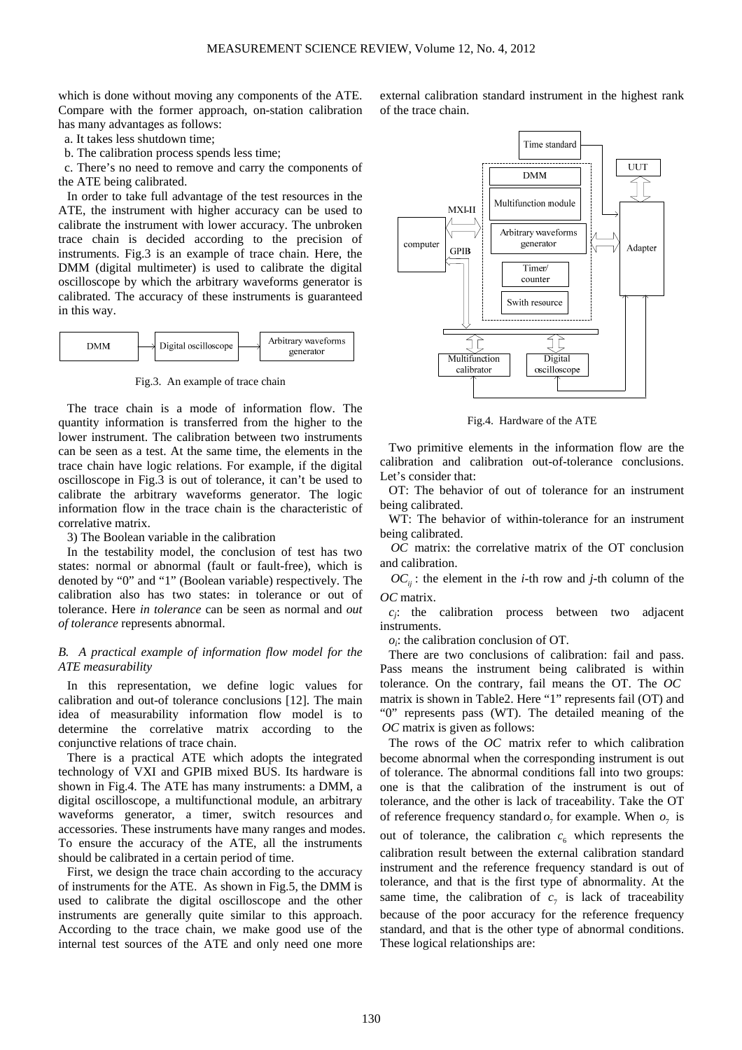which is done without moving any components of the ATE. Compare with the former approach, on-station calibration has many advantages as follows:

a. It takes less shutdown time;

b. The calibration process spends less time;

c. There's no need to remove and carry the components of the ATE being calibrated.

In order to take full advantage of the test resources in the ATE, the instrument with higher accuracy can be used to calibrate the instrument with lower accuracy. The unbroken trace chain is decided according to the precision of instruments. Fig.3 is an example of trace chain. Here, the DMM (digital multimeter) is used to calibrate the digital oscilloscope by which the arbitrary waveforms generator is calibrated. The accuracy of these instruments is guaranteed in this way.

DMM → Digital oscilloscope → Arbitrary waveforms generator

Fig.3. An example of trace chain

The trace chain is a mode of information flow. The quantity information is transferred from the higher to the lower instrument. The calibration between two instruments can be seen as a test. At the same time, the elements in the trace chain have logic relations. For example, if the digital oscilloscope in Fig.3 is out of tolerance, it can't be used to calibrate the arbitrary waveforms generator. The logic information flow in the trace chain is the characteristic of correlative matrix.

3) The Boolean variable in the calibration

In the testability model, the conclusion of test has two states: normal or abnormal (fault or fault-free), which is denoted by "0" and "1" (Boolean variable) respectively. The calibration also has two states: in tolerance or out of tolerance. Here *in tolerance* can be seen as normal and *out of tolerance* represents abnormal.

### B. A practical example of information flow model for the ATE measurability

In this representation, we define logic values for calibration and out-of tolerance conclusions [12]. The main idea of measurability information flow model is to determine the correlative matrix according to the conjunctive relations of trace chain.

There is a practical ATE which adopts the integrated technology of VXI and GPIB mixed BUS. Its hardware is shown in Fig.4. The ATE has many instruments: a DMM, a digital oscilloscope, a multifunctional module, an arbitrary waveforms generator, a timer, switch resources and accessories. These instruments have many ranges and modes. To ensure the accuracy of the ATE, all the instruments should be calibrated in a certain period of time.

First, we design the trace chain according to the accuracy of instruments for the ATE. As shown in Fig.5, the DMM is used to calibrate the digital oscilloscope and the other instruments are generally quite similar to this approach. According to the trace chain, we make good use of the internal test sources of the ATE and only need one more external calibration standard instrument in the highest rank of the trace chain.

Fig.4. Hardware of the ATE

Two primitive elements in the information flow are the calibration and calibration out-of-tolerance conclusions. Let's consider that:

OT: The behavior of out of tolerance for an instrument being calibrated.

WT: The behavior of within-tolerance for an instrument being calibrated.

$OC$ matrix: the correlative matrix of the OT conclusion and calibration.

$OC_{ij}$ : the element in the *i*-th row and *j*-th column of the $OC$ matrix.

$c_j$: the calibration process between two adjacent instruments.

$o_i$: the calibration conclusion of OT.

There are two conclusions of calibration: fail and pass. Pass means the instrument being calibrated is within tolerance. On the contrary, fail means the OT. The $OC$ matrix is shown in Table2. Here "1" represents fail (OT) and "0" represents pass (WT). The detailed meaning of the $OC$ matrix is given as follows:

The rows of the $OC$ matrix refer to which calibration become abnormal when the corresponding instrument is out of tolerance. The abnormal conditions fall into two groups: one is that the calibration of the instrument is out of tolerance, and the other is lack of traceability. Take the OT of reference frequency standard $o_7$ for example. When $o_7$ is out of tolerance, the calibration $c_6$ which represents the calibration result between the external calibration standard instrument and the reference frequency standard is out of tolerance, and that is the first type of abnormality. At the same time, the calibration of $c_7$ is lack of traceability because of the poor accuracy for the reference frequency standard, and that is the other type of abnormal conditions. These logical relationships are: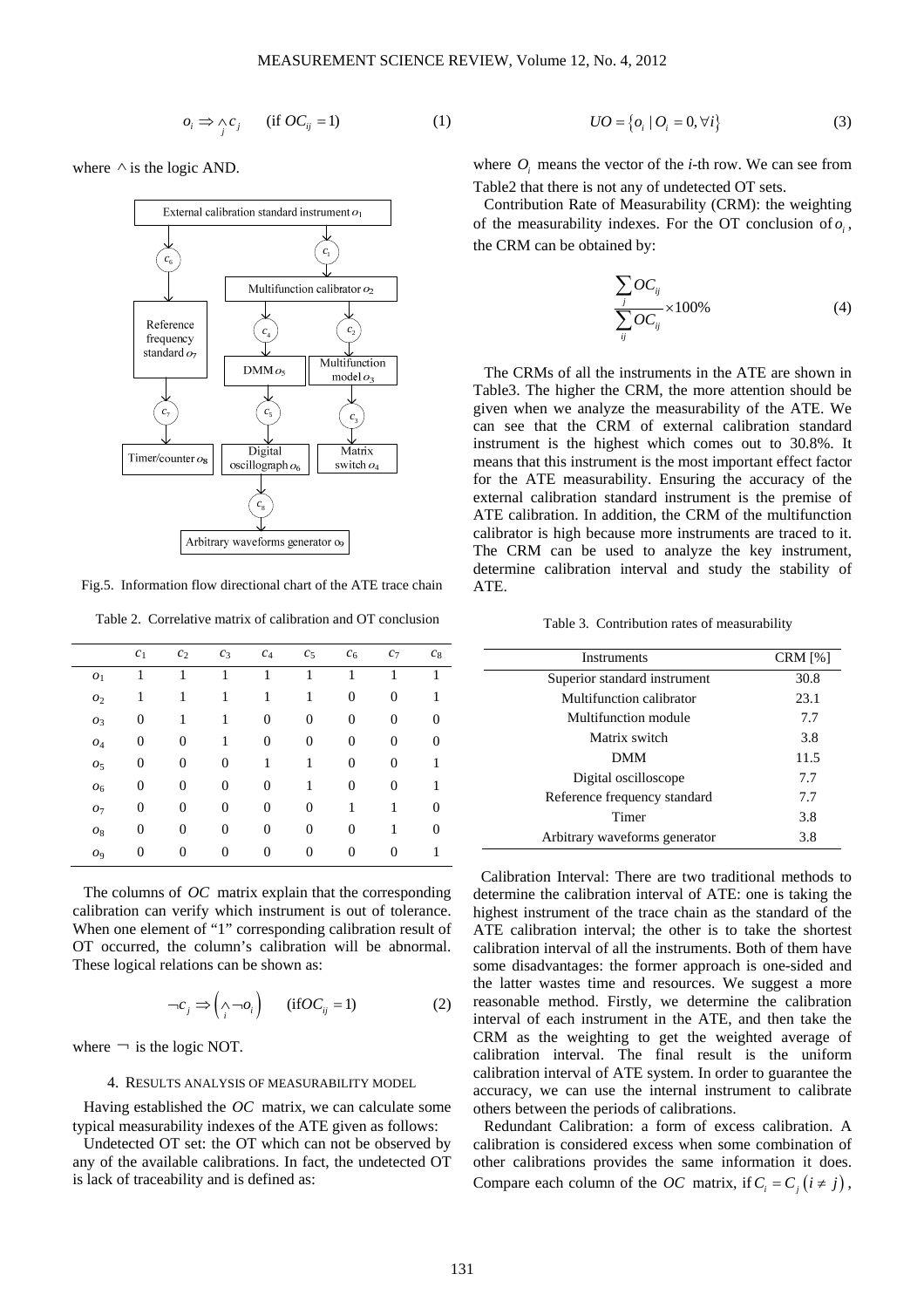$$o_i \Rightarrow \underset{j}{\wedge} c_j \qquad (\text{if } OC_{ij} = 1) \tag{1}$$

where $\wedge$ is the logic AND.

Fig.5. Information flow directional chart of the ATE trace chain

Table 2. Correlative matrix of calibration and OT conclusion

| | $c_1$ | $c_2$ | $c_3$ | $c_4$ | $c_5$ | $c_6$ | $c_7$ | $c_8$ |
|---|---|---|---|---|---|---|---|---|
| $o_1$ | 1 | 1 | 1 | 1 | 1 | 1 | 1 | 1 |
| $o_2$ | 1 | 1 | 1 | 1 | 1 | 0 | 0 | 1 |
| $o_3$ | 0 | 1 | 1 | 0 | 0 | 0 | 0 | 0 |
| $o_4$ | 0 | 0 | 1 | 0 | 0 | 0 | 0 | 0 |
| $o_5$ | 0 | 0 | 0 | 1 | 1 | 0 | 0 | 1 |
| $o_6$ | 0 | 0 | 0 | 0 | 1 | 0 | 0 | 1 |
| $o_7$ | 0 | 0 | 0 | 0 | 0 | 1 | 1 | 0 |
| $o_8$ | 0 | 0 | 0 | 0 | 0 | 0 | 1 | 0 |
| $o_9$ | 0 | 0 | 0 | 0 | 0 | 0 | 0 | 1 |

The columns of $OC$ matrix explain that the corresponding calibration can verify which instrument is out of tolerance. When one element of "1" corresponding calibration result of OT occurred, the column's calibration will be abnormal. These logical relations can be shown as:

$$\neg c_j \Rightarrow \left(\underset{i}{\wedge} \neg o_i\right) \qquad (\text{if} OC_{ij} = 1) \tag{2}$$

where $\neg$ is the logic NOT.

## 4. Results analysis of measurability model

Having established the $OC$ matrix, we can calculate some typical measurability indexes of the ATE given as follows:

Undetected OT set: the OT which can not be observed by any of the available calibrations. In fact, the undetected OT is lack of traceability and is defined as:

$$UO = \{o_i \mid O_i = 0, \forall i\} \tag{3}$$

where $O_i$ means the vector of the *i*-th row. We can see from Table2 that there is not any of undetected OT sets.

Contribution Rate of Measurability (CRM): the weighting of the measurability indexes. For the OT conclusion of $o_i$, the CRM can be obtained by:

$$\frac{\sum_j OC_{ij}}{\sum_{ij} OC_{ij}} \times 100\% \tag{4}$$

The CRMs of all the instruments in the ATE are shown in Table3. The higher the CRM, the more attention should be given when we analyze the measurability of the ATE. We can see that the CRM of external calibration standard instrument is the highest which comes out to 30.8%. It means that this instrument is the most important effect factor for the ATE measurability. Ensuring the accuracy of the external calibration standard instrument is the premise of ATE calibration. In addition, the CRM of the multifunction calibrator is high because more instruments are traced to it. The CRM can be used to analyze the key instrument, determine calibration interval and study the stability of ATE.

Table 3. Contribution rates of measurability

| Instruments | CRM [%] |
|---|---|
| Superior standard instrument | 30.8 |
| Multifunction calibrator | 23.1 |
| Multifunction module | 7.7 |
| Matrix switch | 3.8 |
| DMM | 11.5 |
| Digital oscilloscope | 7.7 |
| Reference frequency standard | 7.7 |
| Timer | 3.8 |
| Arbitrary waveforms generator | 3.8 |

Calibration Interval: There are two traditional methods to determine the calibration interval of ATE: one is taking the highest instrument of the trace chain as the standard of the ATE calibration interval; the other is to take the shortest calibration interval of all the instruments. Both of them have some disadvantages: the former approach is one-sided and the latter wastes time and resources. We suggest a more reasonable method. Firstly, we determine the calibration interval of each instrument in the ATE, and then take the CRM as the weighting to get the weighted average of calibration interval. The final result is the uniform calibration interval of ATE system. In order to guarantee the accuracy, we can use the internal instrument to calibrate others between the periods of calibrations.

Redundant Calibration: a form of excess calibration. A calibration is considered excess when some combination of other calibrations provides the same information it does. Compare each column of the $OC$ matrix, if $C_i = C_j\,(i \neq j)$,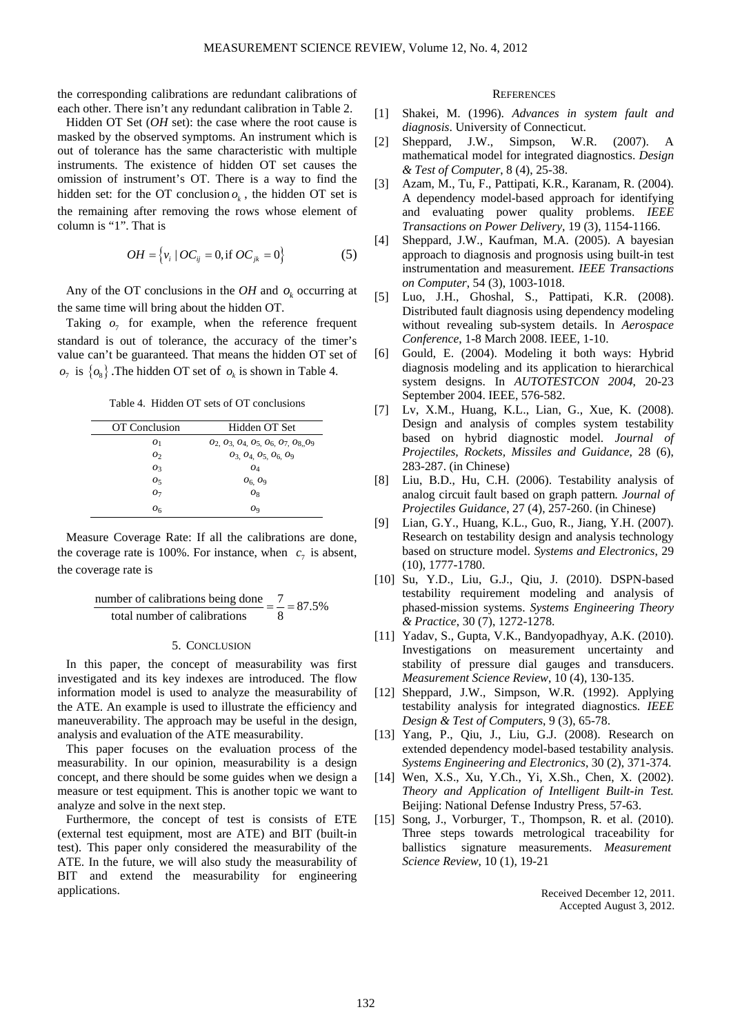the corresponding calibrations are redundant calibrations of each other. There isn't any redundant calibration in Table 2.

Hidden OT Set (*OH* set): the case where the root cause is masked by the observed symptoms. An instrument which is out of tolerance has the same characteristic with multiple instruments. The existence of hidden OT set causes the omission of instrument's OT. There is a way to find the hidden set: for the OT conclusion $o_k$, the hidden OT set is the remaining after removing the rows whose element of column is "1". That is

$$OH = \{v_i \mid OC_{ij} = 0, \text{if } OC_{jk} = 0\} \tag{5}$$

Any of the OT conclusions in the *OH* and $o_k$ occurring at the same time will bring about the hidden OT.

Taking $o_7$ for example, when the reference frequent standard is out of tolerance, the accuracy of the timer's value can't be guaranteed. That means the hidden OT set of $o_7$ is $\{o_8\}$. The hidden OT set of $o_k$ is shown in Table 4.

Table 4. Hidden OT sets of OT conclusions

| OT Conclusion | Hidden OT Set |
|---|---|
| $o_1$ | $o_2, o_3, o_4, o_5, o_6, o_7, o_8, o_9$ |
| $o_2$ | $o_3, o_4, o_5, o_6, o_9$ |
| $o_3$ | $o_4$ |
| $o_5$ | $o_6, o_9$ |
| $o_7$ | $o_8$ |
| $o_6$ | $o_9$ |

Measure Coverage Rate: If all the calibrations are done, the coverage rate is 100%. For instance, when $c_7$ is absent, the coverage rate is

$$\frac{\text{number of calibrations being done}}{\text{total number of calibrations}} = \frac{7}{8} = 87.5\%$$

## 5. Conclusion

In this paper, the concept of measurability was first investigated and its key indexes are introduced. The flow information model is used to analyze the measurability of the ATE. An example is used to illustrate the efficiency and maneuverability. The approach may be useful in the design, analysis and evaluation of the ATE measurability.

This paper focuses on the evaluation process of the measurability. In our opinion, measurability is a design concept, and there should be some guides when we design a measure or test equipment. This is another topic we want to analyze and solve in the next step.

Furthermore, the concept of test is consists of ETE (external test equipment, most are ATE) and BIT (built-in test). This paper only considered the measurability of the ATE. In the future, we will also study the measurability of BIT and extend the measurability for engineering applications.

## References

[1] Shakei, M. (1996). *Advances in system fault and diagnosis*. University of Connecticut.

[2] Sheppard, J.W., Simpson, W.R. (2007). A mathematical model for integrated diagnostics. *Design & Test of Computer*, 8 (4), 25-38.

[3] Azam, M., Tu, F., Pattipati, K.R., Karanam, R. (2004). A dependency model-based approach for identifying and evaluating power quality problems. *IEEE Transactions on Power Delivery*, 19 (3), 1154-1166.

[4] Sheppard, J.W., Kaufman, M.A. (2005). A bayesian approach to diagnosis and prognosis using built-in test instrumentation and measurement. *IEEE Transactions on Computer*, 54 (3), 1003-1018.

[5] Luo, J.H., Ghoshal, S., Pattipati, K.R. (2008). Distributed fault diagnosis using dependency modeling without revealing sub-system details. In *Aerospace Conference*, 1-8 March 2008. IEEE, 1-10.

[6] Gould, E. (2004). Modeling it both ways: Hybrid diagnosis modeling and its application to hierarchical system designs. In *AUTOTESTCON 2004*, 20-23 September 2004. IEEE, 576-582.

[7] Lv, X.M., Huang, K.L., Lian, G., Xue, K. (2008). Design and analysis of comples system testability based on hybrid diagnostic model. *Journal of Projectiles, Rockets, Missiles and Guidance*, 28 (6), 283-287. (in Chinese)

[8] Liu, B.D., Hu, C.H. (2006). Testability analysis of analog circuit fault based on graph pattern. *Journal of Projectiles Guidance*, 27 (4), 257-260. (in Chinese)

[9] Lian, G.Y., Huang, K.L., Guo, R., Jiang, Y.H. (2007). Research on testability design and analysis technology based on structure model. *Systems and Electronics*, 29 (10), 1777-1780.

[10] Su, Y.D., Liu, G.J., Qiu, J. (2010). DSPN-based testability requirement modeling and analysis of phased-mission systems. *Systems Engineering Theory & Practice*, 30 (7), 1272-1278.

[11] Yadav, S., Gupta, V.K., Bandyopadhyay, A.K. (2010). Investigations on measurement uncertainty and stability of pressure dial gauges and transducers. *Measurement Science Review*, 10 (4), 130-135.

[12] Sheppard, J.W., Simpson, W.R. (1992). Applying testability analysis for integrated diagnostics. *IEEE Design & Test of Computers*, 9 (3), 65-78.

[13] Yang, P., Qiu, J., Liu, G.J. (2008). Research on extended dependency model-based testability analysis. *Systems Engineering and Electronics*, 30 (2), 371-374.

[14] Wen, X.S., Xu, Y.Ch., Yi, X.Sh., Chen, X. (2002). *Theory and Application of Intelligent Built-in Test.* Beijing: National Defense Industry Press, 57-63.

[15] Song, J., Vorburger, T., Thompson, R. et al. (2010). Three steps towards metrological traceability for ballistics signature measurements. *Measurement Science Review*, 10 (1), 19-21

Received December 12, 2011.
Accepted August 3, 2012.